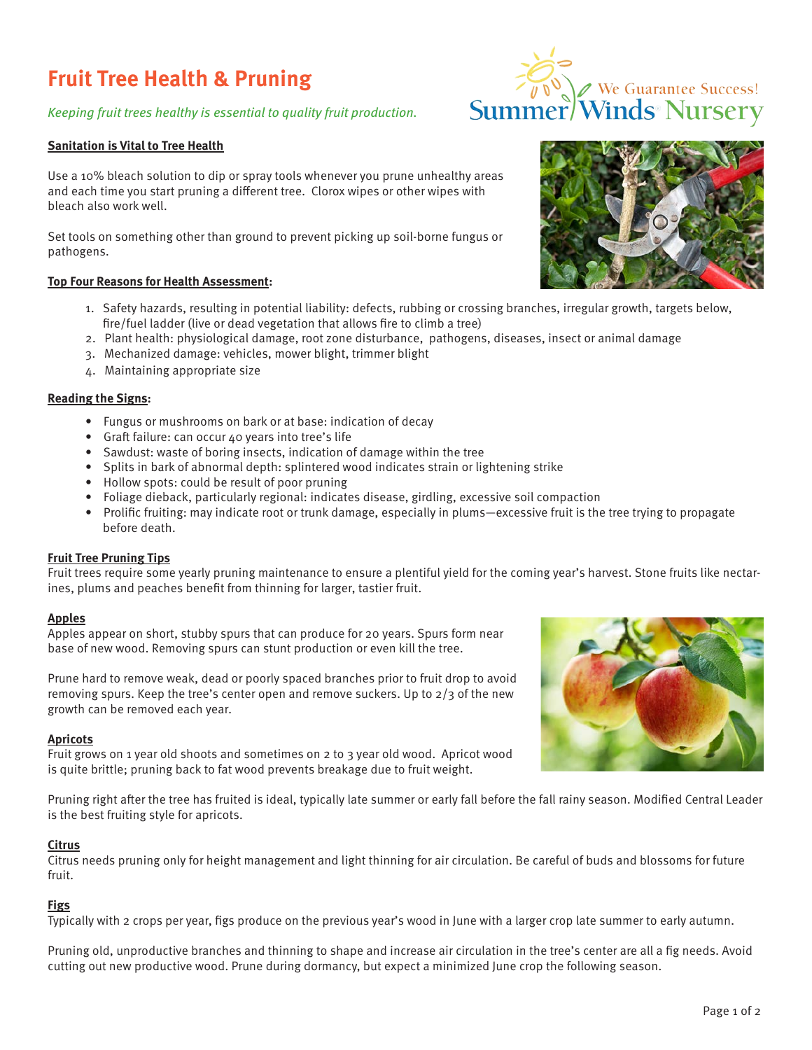# Fruit Tree Health & Pruning

*Keeping fruit trees healthy is essential to quality fruit production.*

SummerWinds Nursery — We Guarantee Success!

## Sanitation is Vital to Tree Health

Use a 10% bleach solution to dip or spray tools whenever you prune unhealthy areas and each time you start pruning a different tree. Clorox wipes or other wipes with bleach also work well.

Set tools on something other than ground to prevent picking up soil-borne fungus or pathogens.

## Top Four Reasons for Health Assessment:

1. Safety hazards, resulting in potential liability: defects, rubbing or crossing branches, irregular growth, targets below, fire/fuel ladder (live or dead vegetation that allows fire to climb a tree)
2. Plant health: physiological damage, root zone disturbance, pathogens, diseases, insect or animal damage
3. Mechanized damage: vehicles, mower blight, trimmer blight
4. Maintaining appropriate size

## Reading the Signs:

- Fungus or mushrooms on bark or at base: indication of decay
- Graft failure: can occur 40 years into tree's life
- Sawdust: waste of boring insects, indication of damage within the tree
- Splits in bark of abnormal depth: splintered wood indicates strain or lightening strike
- Hollow spots: could be result of poor pruning
- Foliage dieback, particularly regional: indicates disease, girdling, excessive soil compaction
- Prolific fruiting: may indicate root or trunk damage, especially in plums—excessive fruit is the tree trying to propagate before death.

## Fruit Tree Pruning Tips

Fruit trees require some yearly pruning maintenance to ensure a plentiful yield for the coming year's harvest. Stone fruits like nectarines, plums and peaches benefit from thinning for larger, tastier fruit.

### Apples

Apples appear on short, stubby spurs that can produce for 20 years. Spurs form near base of new wood. Removing spurs can stunt production or even kill the tree.

Prune hard to remove weak, dead or poorly spaced branches prior to fruit drop to avoid removing spurs. Keep the tree's center open and remove suckers. Up to 2/3 of the new growth can be removed each year.

### Apricots

Fruit grows on 1 year old shoots and sometimes on 2 to 3 year old wood. Apricot wood is quite brittle; pruning back to fat wood prevents breakage due to fruit weight.

Pruning right after the tree has fruited is ideal, typically late summer or early fall before the fall rainy season. Modified Central Leader is the best fruiting style for apricots.

### Citrus

Citrus needs pruning only for height management and light thinning for air circulation. Be careful of buds and blossoms for future fruit.

### Figs

Typically with 2 crops per year, figs produce on the previous year's wood in June with a larger crop late summer to early autumn.

Pruning old, unproductive branches and thinning to shape and increase air circulation in the tree's center are all a fig needs. Avoid cutting out new productive wood. Prune during dormancy, but expect a minimized June crop the following season.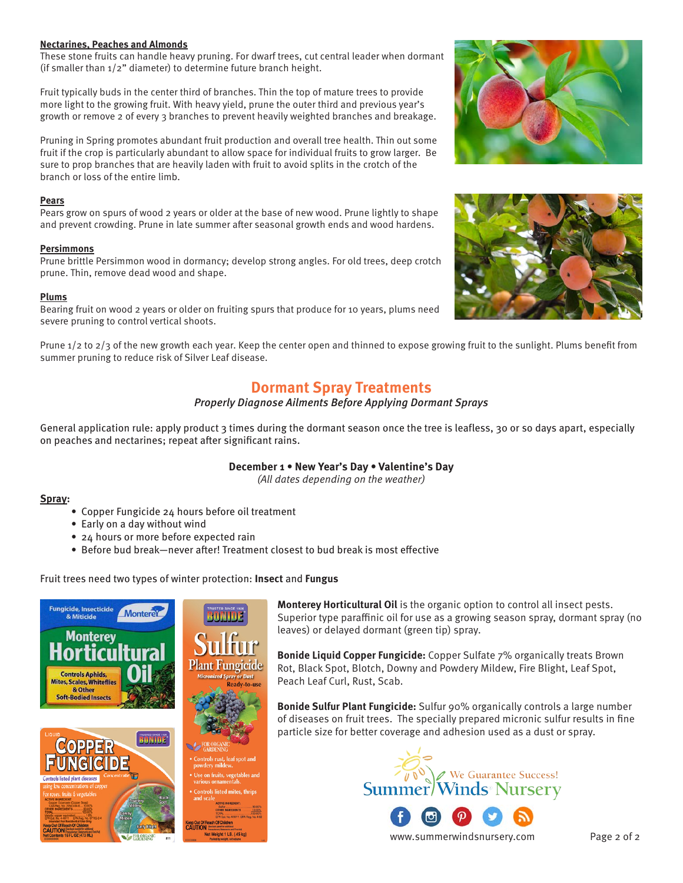**Nectarines, Peaches and Almonds**

These stone fruits can handle heavy pruning. For dwarf trees, cut central leader when dormant (if smaller than 1/2" diameter) to determine future branch height.

Fruit typically buds in the center third of branches. Thin the top of mature trees to provide more light to the growing fruit. With heavy yield, prune the outer third and previous year's growth or remove 2 of every 3 branches to prevent heavily weighted branches and breakage.

Pruning in Spring promotes abundant fruit production and overall tree health. Thin out some fruit if the crop is particularly abundant to allow space for individual fruits to grow larger. Be sure to prop branches that are heavily laden with fruit to avoid splits in the crotch of the branch or loss of the entire limb.

**Pears**

Pears grow on spurs of wood 2 years or older at the base of new wood. Prune lightly to shape and prevent crowding. Prune in late summer after seasonal growth ends and wood hardens.

**Persimmons**

Prune brittle Persimmon wood in dormancy; develop strong angles. For old trees, deep crotch prune. Thin, remove dead wood and shape.

**Plums**

Bearing fruit on wood 2 years or older on fruiting spurs that produce for 10 years, plums need severe pruning to control vertical shoots.

Prune 1/2 to 2/3 of the new growth each year. Keep the center open and thinned to expose growing fruit to the sunlight. Plums benefit from summer pruning to reduce risk of Silver Leaf disease.

## Dormant Spray Treatments

*Properly Diagnose Ailments Before Applying Dormant Sprays*

General application rule: apply product 3 times during the dormant season once the tree is leafless, 30 or so days apart, especially on peaches and nectarines; repeat after significant rains.

**December 1 • New Year's Day • Valentine's Day**

*(All dates depending on the weather)*

**Spray:**

- Copper Fungicide 24 hours before oil treatment
- Early on a day without wind
- 24 hours or more before expected rain
- Before bud break—never after! Treatment closest to bud break is most effective

Fruit trees need two types of winter protection: **Insect** and **Fungus**

**Monterey Horticultural Oil** is the organic option to control all insect pests. Superior type paraffinic oil for use as a growing season spray, dormant spray (no leaves) or delayed dormant (green tip) spray.

**Bonide Liquid Copper Fungicide:** Copper Sulfate 7% organically treats Brown Rot, Black Spot, Blotch, Downy and Powdery Mildew, Fire Blight, Leaf Spot, Peach Leaf Curl, Rust, Scab.

**Bonide Sulfur Plant Fungicide:** Sulfur 90% organically controls a large number of diseases on fruit trees. The specially prepared micronic sulfur results in fine particle size for better coverage and adhesion used as a dust or spray.

We Guarantee Success!

Summer Winds Nursery

www.summerwindsnursery.com